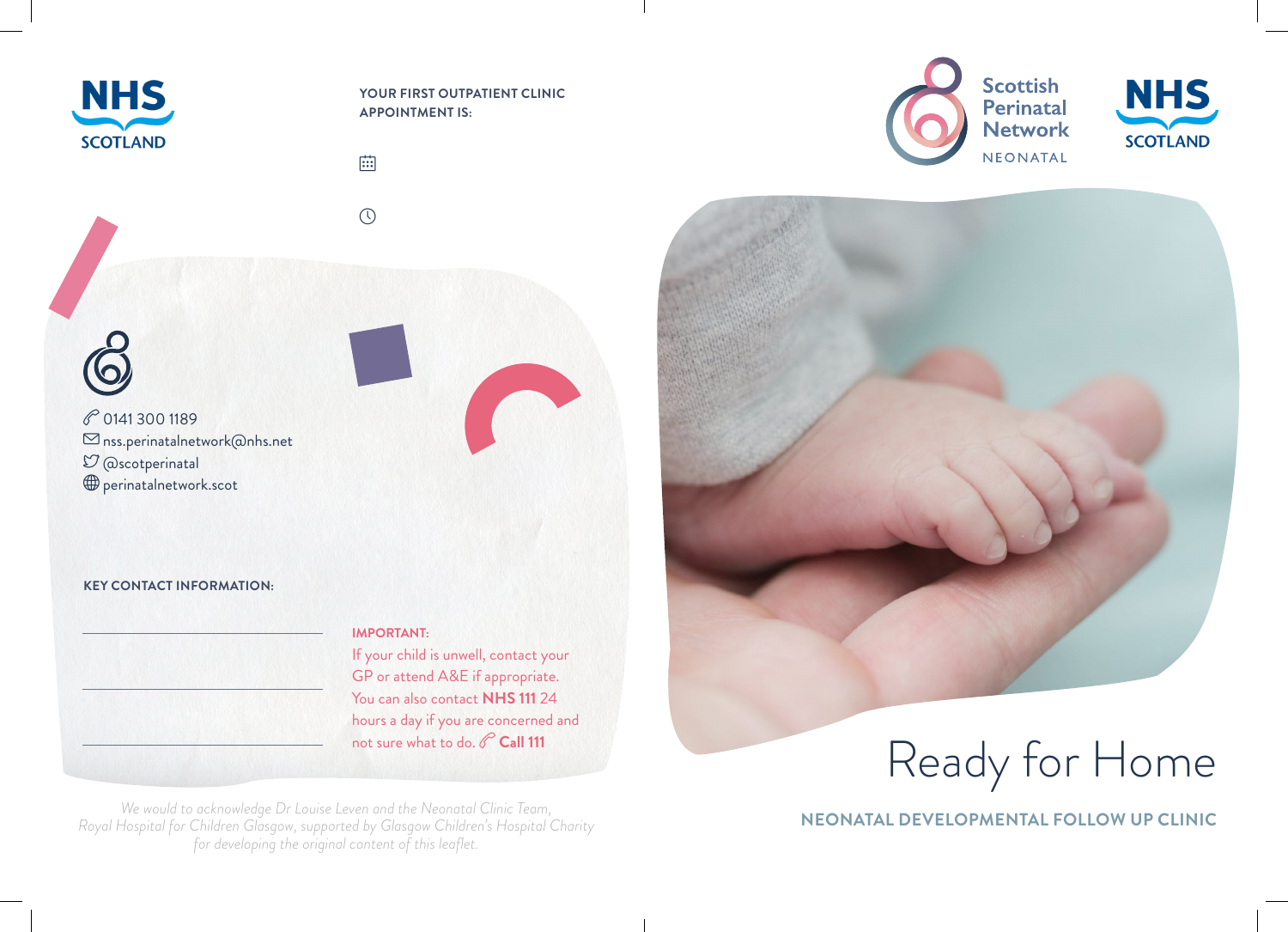NHS SCOTLAND

**YOUR FIRST OUTPATIENT CLINIC APPOINTMENT IS:**

0141 300 1189
nss.perinatalnetwork@nhs.net
@scotperinatal
perinatalnetwork.scot

**KEY CONTACT INFORMATION:**

**IMPORTANT:**
If your child is unwell, contact your GP or attend A&E if appropriate. You can also contact **NHS 111** 24 hours a day if you are concerned and not sure what to do. **Call 111**

*We would to acknowledge Dr Louise Leven and the Neonatal Clinic Team, Royal Hospital for Children Glasgow, supported by Glasgow Children's Hospital Charity for developing the original content of this leaflet.*

Scottish Perinatal Network
NEONATAL

NHS SCOTLAND

# Ready for Home

## NEONATAL DEVELOPMENTAL FOLLOW UP CLINIC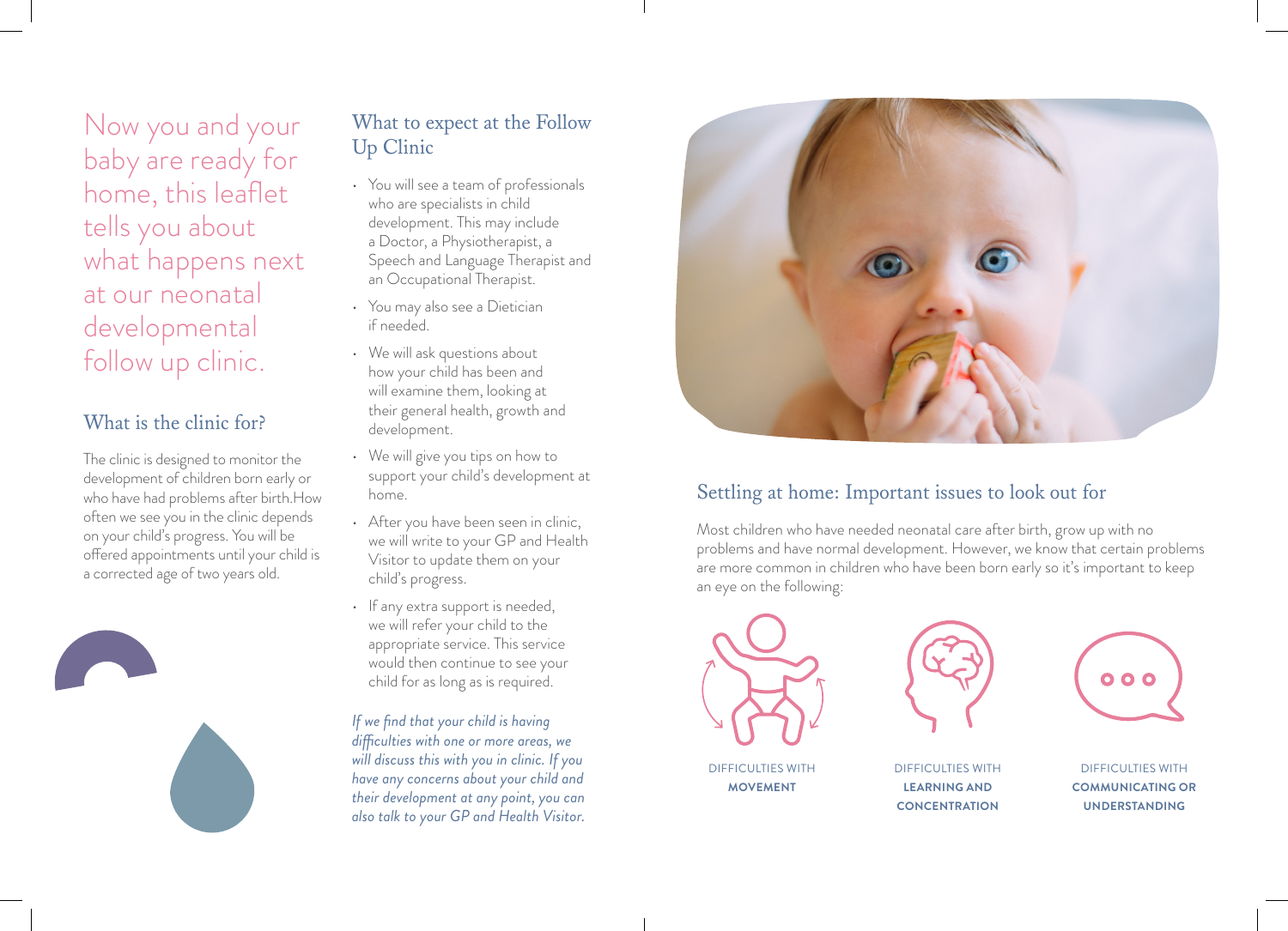Now you and your baby are ready for home, this leaflet tells you about what happens next at our neonatal developmental follow up clinic.

## What is the clinic for?

The clinic is designed to monitor the development of children born early or who have had problems after birth.How often we see you in the clinic depends on your child's progress. You will be offered appointments until your child is a corrected age of two years old.

## What to expect at the Follow Up Clinic

- You will see a team of professionals who are specialists in child development. This may include a Doctor, a Physiotherapist, a Speech and Language Therapist and an Occupational Therapist.
- You may also see a Dietician if needed.
- We will ask questions about how your child has been and will examine them, looking at their general health, growth and development.
- We will give you tips on how to support your child's development at home.
- After you have been seen in clinic, we will write to your GP and Health Visitor to update them on your child's progress.
- If any extra support is needed, we will refer your child to the appropriate service. This service would then continue to see your child for as long as is required.

*If we find that your child is having difficulties with one or more areas, we will discuss this with you in clinic. If you have any concerns about your child and their development at any point, you can also talk to your GP and Health Visitor.*

## Settling at home: Important issues to look out for

Most children who have needed neonatal care after birth, grow up with no problems and have normal development. However, we know that certain problems are more common in children who have been born early so it's important to keep an eye on the following:

DIFFICULTIES WITH **MOVEMENT**

DIFFICULTIES WITH **LEARNING AND CONCENTRATION**

DIFFICULTIES WITH **COMMUNICATING OR UNDERSTANDING**